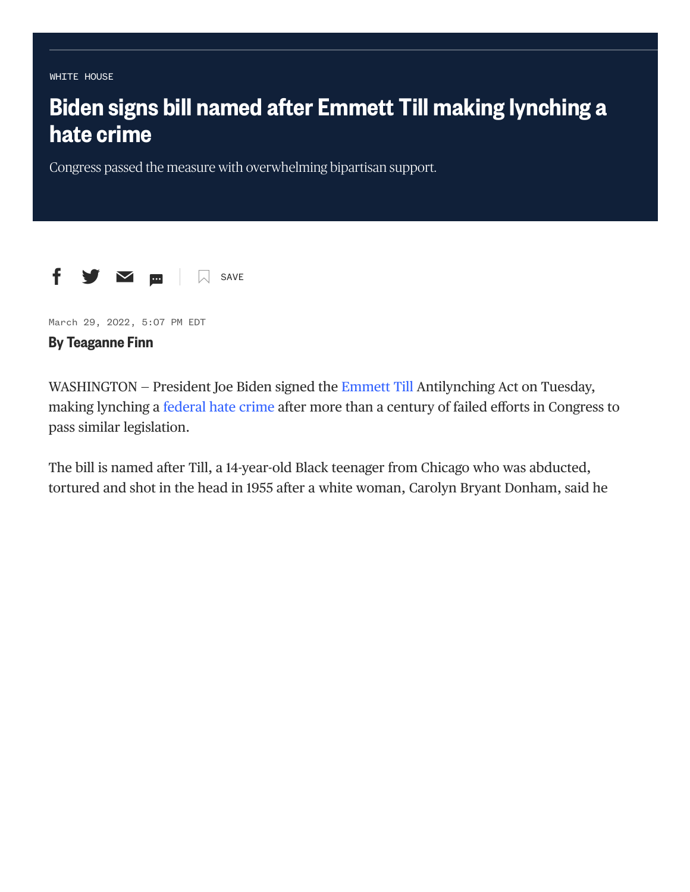WHITE HOUSE

# Biden signs bill named after Emmett Till making lynching a hate crime

Congress passed the measure with overwhelming bipartisan support.

March 29, 2022, 5:07 PM EDT

**By Teaganne Finn**

WASHINGTON — President Joe Biden signed the Emmett Till Antilynching Act on Tuesday, making lynching a federal hate crime after more than a century of failed efforts in Congress to pass similar legislation.

The bill is named after Till, a 14-year-old Black teenager from Chicago who was abducted, tortured and shot in the head in 1955 after a white woman, Carolyn Bryant Donham, said he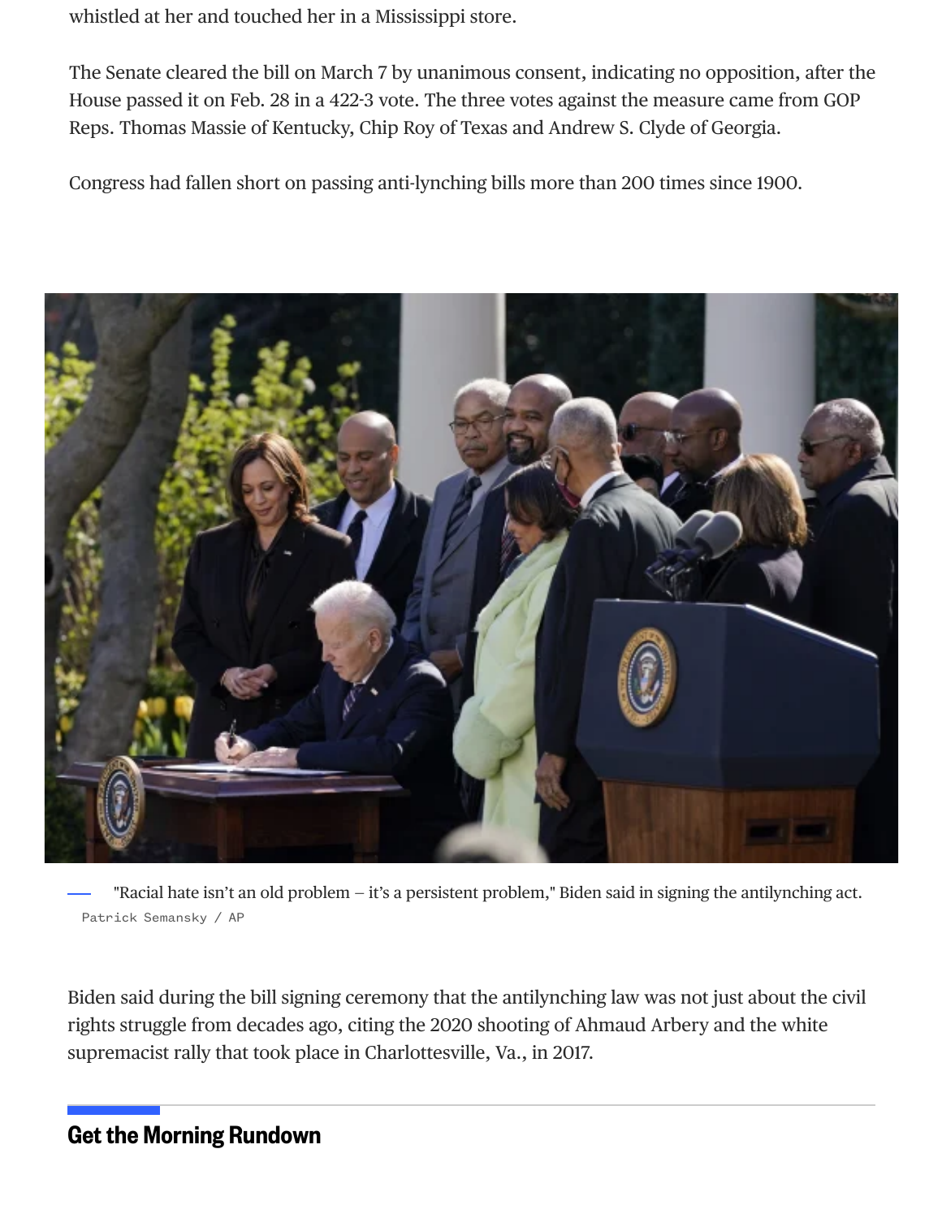whistled at her and touched her in a Mississippi store.

The Senate cleared the bill on March 7 by unanimous consent, indicating no opposition, after the House passed it on Feb. 28 in a 422-3 vote. The three votes against the measure came from GOP Reps. Thomas Massie of Kentucky, Chip Roy of Texas and Andrew S. Clyde of Georgia.

Congress had fallen short on passing anti-lynching bills more than 200 times since 1900.

"Racial hate isn't an old problem – it's a persistent problem," Biden said in signing the antilynching act.

Patrick Semansky / AP

Biden said during the bill signing ceremony that the antilynching law was not just about the civil rights struggle from decades ago, citing the 2020 shooting of Ahmaud Arbery and the white supremacist rally that took place in Charlottesville, Va., in 2017.

## Get the Morning Rundown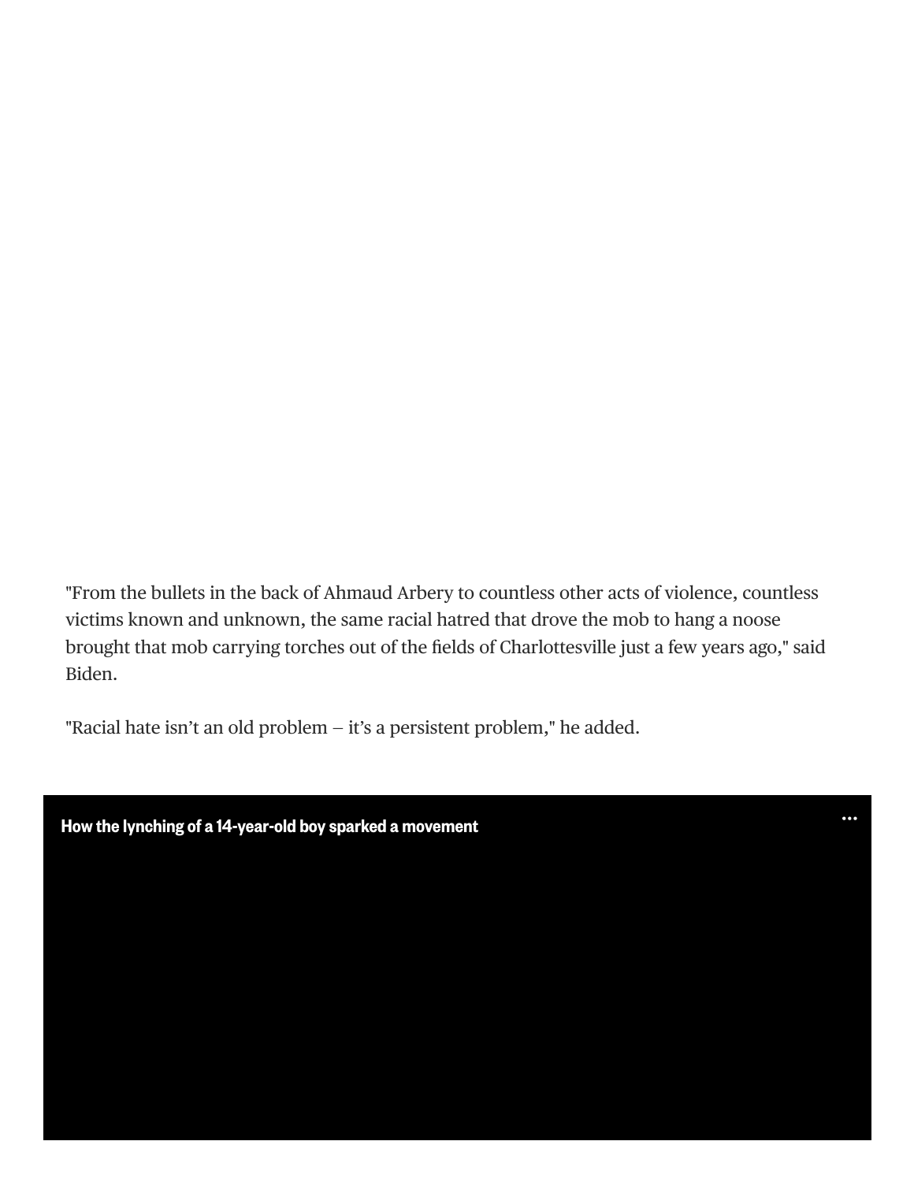"From the bullets in the back of Ahmaud Arbery to countless other acts of violence, countless victims known and unknown, the same racial hatred that drove the mob to hang a noose brought that mob carrying torches out of the fields of Charlottesville just a few years ago," said Biden.

"Racial hate isn't an old problem — it's a persistent problem," he added.

**How the lynching of a 14-year-old boy sparked a movement**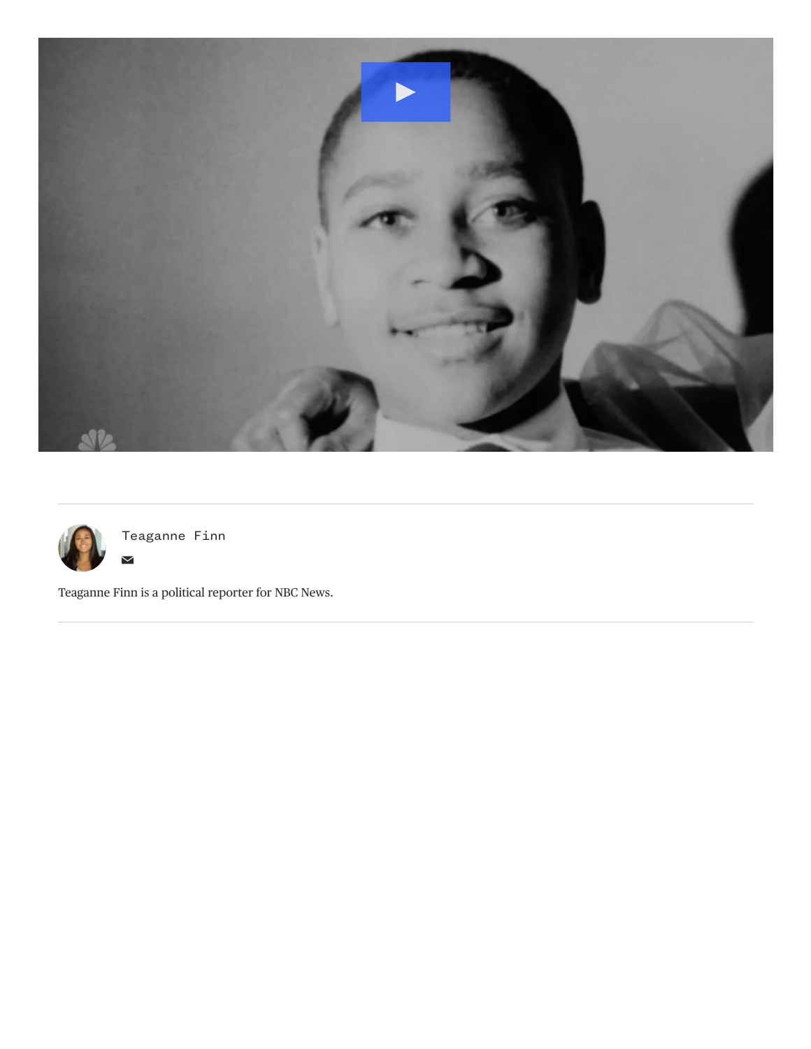Teaganne Finn

Teaganne Finn is a political reporter for NBC News.